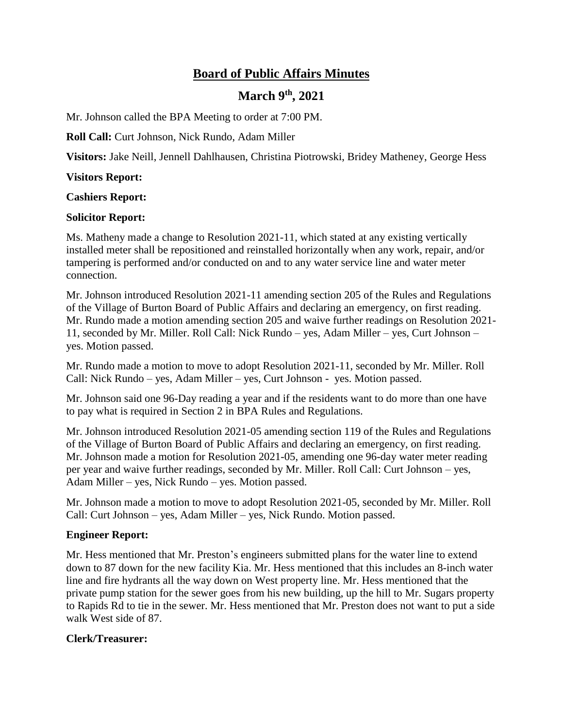# Board of Public Affairs Minutes

## March 9th, 2021

Mr. Johnson called the BPA Meeting to order at 7:00 PM.

**Roll Call:** Curt Johnson, Nick Rundo, Adam Miller

**Visitors:** Jake Neill, Jennell Dahlhausen, Christina Piotrowski, Bridey Matheney, George Hess

**Visitors Report:**

**Cashiers Report:**

**Solicitor Report:**

Ms. Matheny made a change to Resolution 2021-11, which stated at any existing vertically installed meter shall be repositioned and reinstalled horizontally when any work, repair, and/or tampering is performed and/or conducted on and to any water service line and water meter connection.

Mr. Johnson introduced Resolution 2021-11 amending section 205 of the Rules and Regulations of the Village of Burton Board of Public Affairs and declaring an emergency, on first reading. Mr. Rundo made a motion amending section 205 and waive further readings on Resolution 2021-11, seconded by Mr. Miller. Roll Call: Nick Rundo – yes, Adam Miller – yes, Curt Johnson – yes. Motion passed.

Mr. Rundo made a motion to move to adopt Resolution 2021-11, seconded by Mr. Miller. Roll Call: Nick Rundo – yes, Adam Miller – yes, Curt Johnson - yes. Motion passed.

Mr. Johnson said one 96-Day reading a year and if the residents want to do more than one have to pay what is required in Section 2 in BPA Rules and Regulations.

Mr. Johnson introduced Resolution 2021-05 amending section 119 of the Rules and Regulations of the Village of Burton Board of Public Affairs and declaring an emergency, on first reading. Mr. Johnson made a motion for Resolution 2021-05, amending one 96-day water meter reading per year and waive further readings, seconded by Mr. Miller. Roll Call: Curt Johnson – yes, Adam Miller – yes, Nick Rundo – yes. Motion passed.

Mr. Johnson made a motion to move to adopt Resolution 2021-05, seconded by Mr. Miller. Roll Call: Curt Johnson – yes, Adam Miller – yes, Nick Rundo. Motion passed.

**Engineer Report:**

Mr. Hess mentioned that Mr. Preston's engineers submitted plans for the water line to extend down to 87 down for the new facility Kia. Mr. Hess mentioned that this includes an 8-inch water line and fire hydrants all the way down on West property line. Mr. Hess mentioned that the private pump station for the sewer goes from his new building, up the hill to Mr. Sugars property to Rapids Rd to tie in the sewer. Mr. Hess mentioned that Mr. Preston does not want to put a side walk West side of 87.

**Clerk/Treasurer:**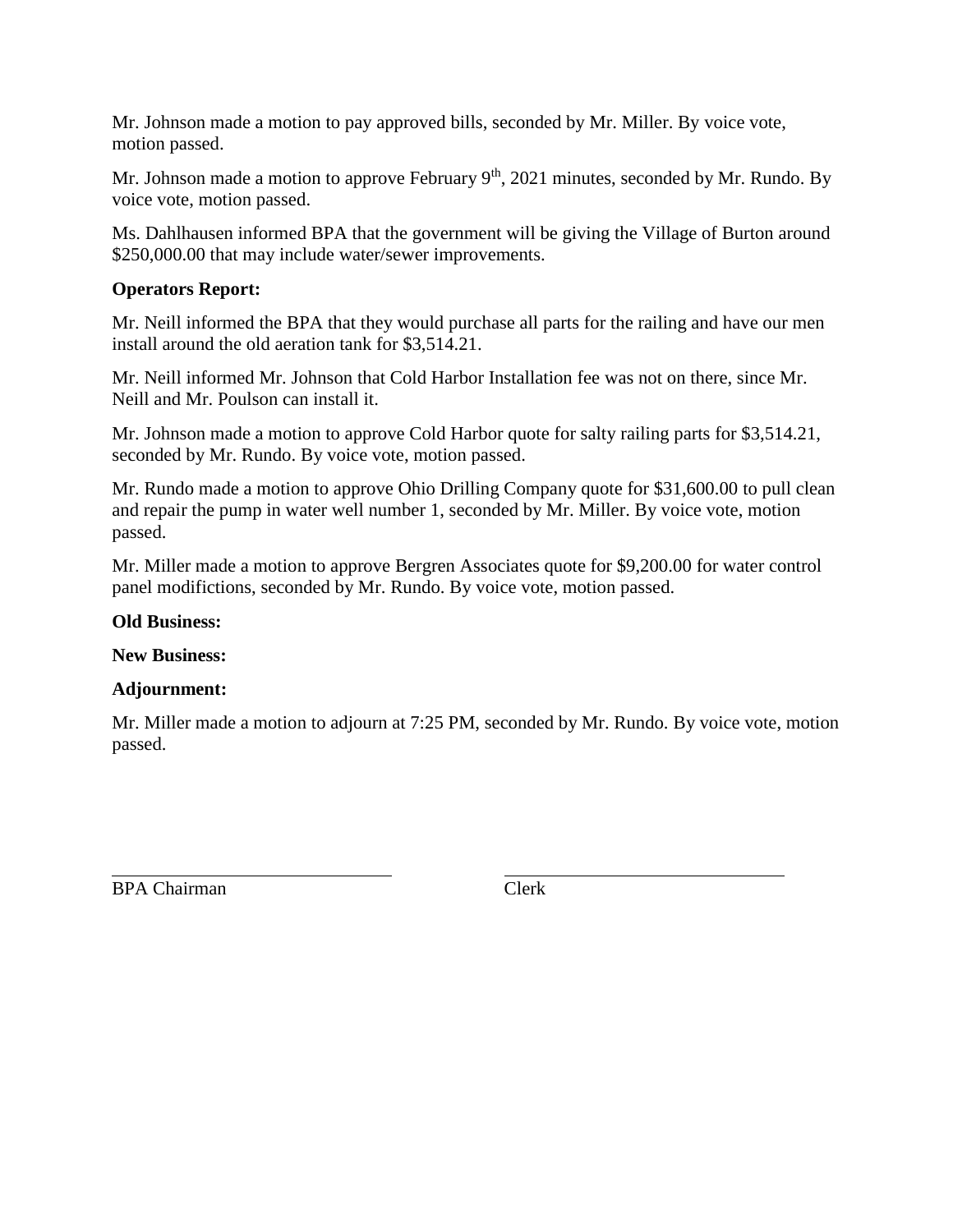Mr. Johnson made a motion to pay approved bills, seconded by Mr. Miller. By voice vote, motion passed.

Mr. Johnson made a motion to approve February 9th, 2021 minutes, seconded by Mr. Rundo. By voice vote, motion passed.

Ms. Dahlhausen informed BPA that the government will be giving the Village of Burton around $250,000.00 that may include water/sewer improvements.

**Operators Report:**

Mr. Neill informed the BPA that they would purchase all parts for the railing and have our men install around the old aeration tank for $3,514.21.

Mr. Neill informed Mr. Johnson that Cold Harbor Installation fee was not on there, since Mr. Neill and Mr. Poulson can install it.

Mr. Johnson made a motion to approve Cold Harbor quote for salty railing parts for $3,514.21, seconded by Mr. Rundo. By voice vote, motion passed.

Mr. Rundo made a motion to approve Ohio Drilling Company quote for $31,600.00 to pull clean and repair the pump in water well number 1, seconded by Mr. Miller. By voice vote, motion passed.

Mr. Miller made a motion to approve Bergren Associates quote for $9,200.00 for water control panel modifictions, seconded by Mr. Rundo. By voice vote, motion passed.

**Old Business:**

**New Business:**

**Adjournment:**

Mr. Miller made a motion to adjourn at 7:25 PM, seconded by Mr. Rundo. By voice vote, motion passed.

\_\_\_\_\_\_\_\_\_\_\_\_\_\_\_\_\_\_\_\_\_\_\_\_\_\_\_\_\_\_ \_\_\_\_\_\_\_\_\_\_\_\_\_\_\_\_\_\_\_\_\_\_\_\_\_\_\_\_\_\_

BPA Chairman Clerk